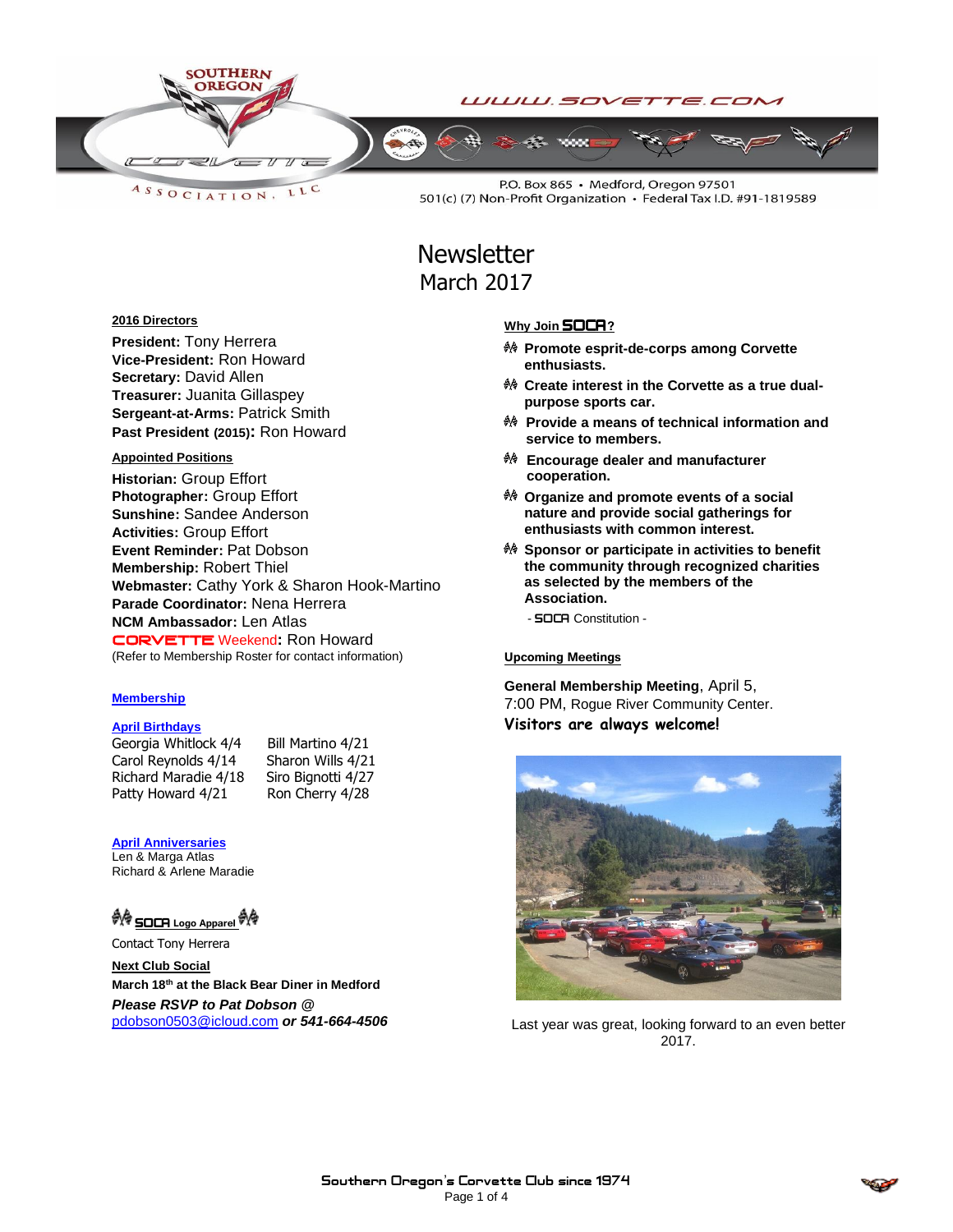SOUTHERN OREGON CORVETTE ASSOCIATION, LLC

WWW.SOVETTE.COM

P.O. Box 865 • Medford, Oregon 97501
501(c) (7) Non-Profit Organization • Federal Tax I.D. #91-1819589

# Newsletter
## March 2017

**2016 Directors**

**President:** Tony Herrera
**Vice-President:** Ron Howard
**Secretary:** David Allen
**Treasurer:** Juanita Gillaspey
**Sergeant-at-Arms:** Patrick Smith
**Past President (2015):** Ron Howard

**Appointed Positions**

**Historian:** Group Effort
**Photographer:** Group Effort
**Sunshine:** Sandee Anderson
**Activities:** Group Effort
**Event Reminder:** Pat Dobson
**Membership:** Robert Thiel
**Webmaster:** Cathy York & Sharon Hook-Martino
**Parade Coordinator:** Nena Herrera
**NCM Ambassador:** Len Atlas
CORVETTE Weekend**:** Ron Howard
(Refer to Membership Roster for contact information)

**Membership**

**April Birthdays**

| | |
|---|---|
| Georgia Whitlock 4/4 | Bill Martino 4/21 |
| Carol Reynolds 4/14 | Sharon Wills 4/21 |
| Richard Maradie 4/18 | Siro Bignotti 4/27 |
| Patty Howard 4/21 | Ron Cherry 4/28 |

**April Anniversaries**

Len & Marga Atlas
Richard & Arlene Maradie

**SOCA Logo Apparel**

Contact Tony Herrera

**Next Club Social**

**March 18th at the Black Bear Diner in Medford**

***Please RSVP to Pat Dobson @*** pdobson0503@icloud.com ***or 541-664-4506***

**Why Join SOCA?**

- **Promote esprit-de-corps among Corvette enthusiasts.**
- **Create interest in the Corvette as a true dual-purpose sports car.**
- **Provide a means of technical information and service to members.**
- **Encourage dealer and manufacturer cooperation.**
- **Organize and promote events of a social nature and provide social gatherings for enthusiasts with common interest.**
- **Sponsor or participate in activities to benefit the community through recognized charities as selected by the members of the Association.**

- SOCA Constitution -

**Upcoming Meetings**

**General Membership Meeting**, April 5, 7:00 PM, Rogue River Community Center.
**Visitors are always welcome!**

Last year was great, looking forward to an even better 2017.

Southern Oregon's Corvette Club since 1974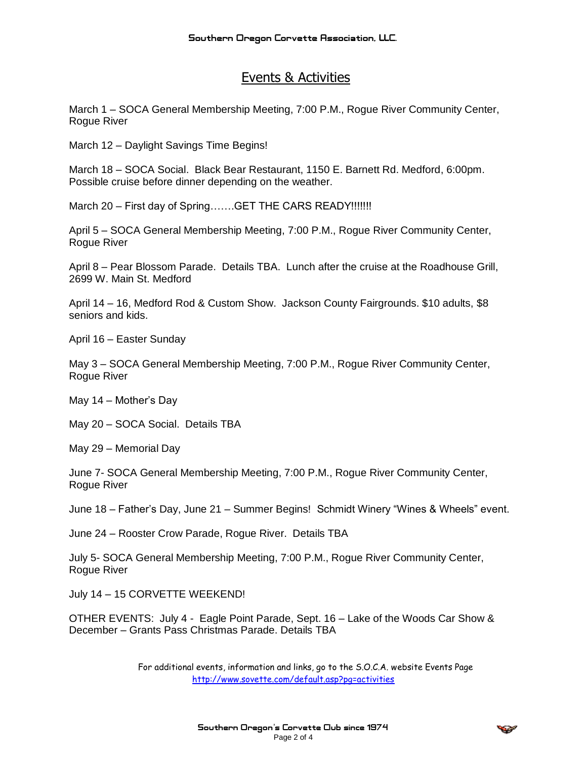# Events & Activities

March 1 – SOCA General Membership Meeting, 7:00 P.M., Rogue River Community Center, Rogue River

March 12 – Daylight Savings Time Begins!

March 18 – SOCA Social. Black Bear Restaurant, 1150 E. Barnett Rd. Medford, 6:00pm. Possible cruise before dinner depending on the weather.

March 20 – First day of Spring…….GET THE CARS READY!!!!!!!

April 5 – SOCA General Membership Meeting, 7:00 P.M., Rogue River Community Center, Rogue River

April 8 – Pear Blossom Parade. Details TBA. Lunch after the cruise at the Roadhouse Grill, 2699 W. Main St. Medford

April 14 – 16, Medford Rod & Custom Show. Jackson County Fairgrounds. $10 adults, $8 seniors and kids.

April 16 – Easter Sunday

May 3 – SOCA General Membership Meeting, 7:00 P.M., Rogue River Community Center, Rogue River

May 14 – Mother's Day

May 20 – SOCA Social. Details TBA

May 29 – Memorial Day

June 7- SOCA General Membership Meeting, 7:00 P.M., Rogue River Community Center, Rogue River

June 18 – Father's Day, June 21 – Summer Begins! Schmidt Winery "Wines & Wheels" event.

June 24 – Rooster Crow Parade, Rogue River. Details TBA

July 5- SOCA General Membership Meeting, 7:00 P.M., Rogue River Community Center, Rogue River

July 14 – 15 CORVETTE WEEKEND!

OTHER EVENTS: July 4 - Eagle Point Parade, Sept. 16 – Lake of the Woods Car Show & December – Grants Pass Christmas Parade. Details TBA

For additional events, information and links, go to the S.O.C.A. website Events Page
http://www.sovette.com/default.asp?pg=activities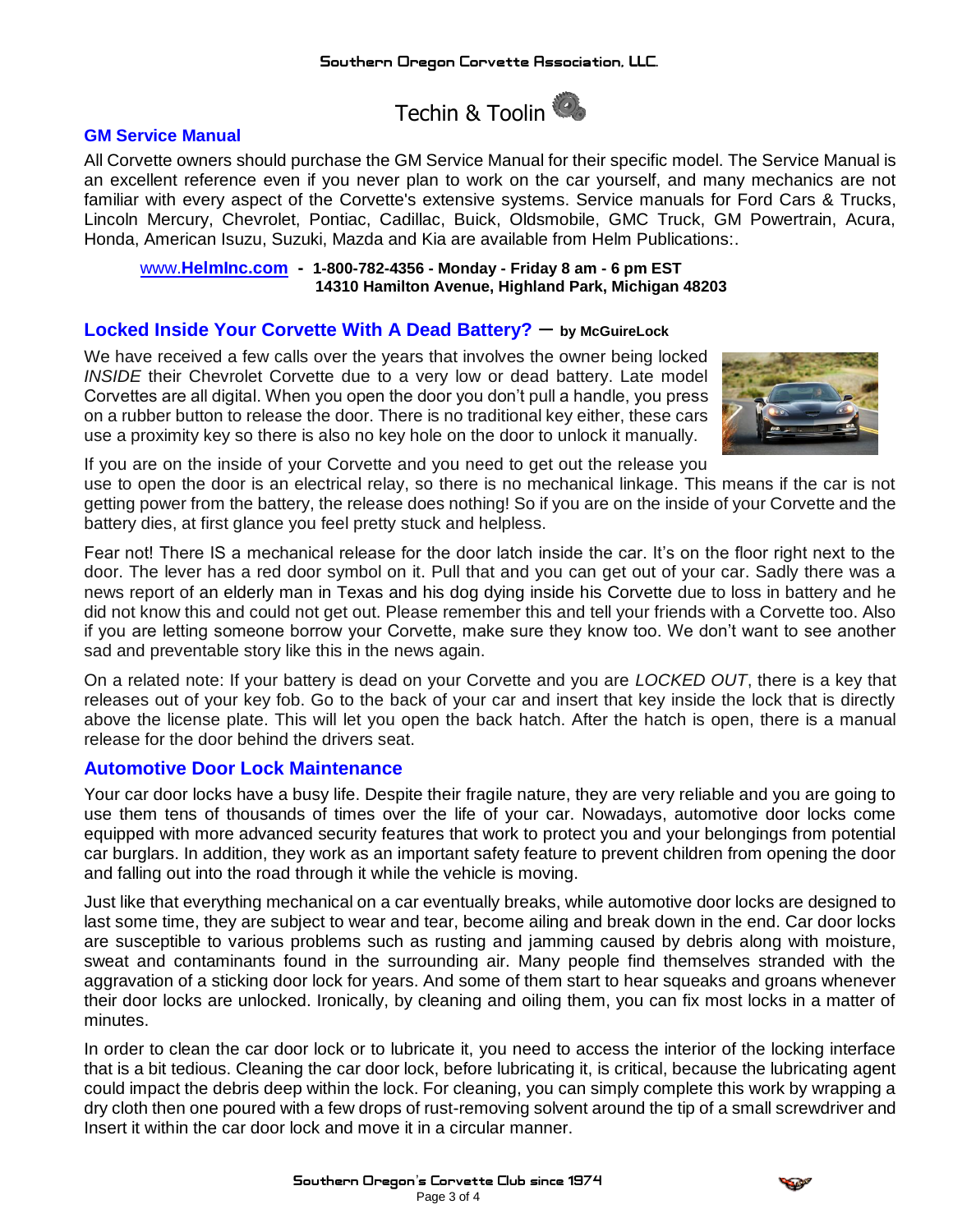# Techin & Toolin

## GM Service Manual

All Corvette owners should purchase the GM Service Manual for their specific model. The Service Manual is an excellent reference even if you never plan to work on the car yourself, and many mechanics are not familiar with every aspect of the Corvette's extensive systems. Service manuals for Ford Cars & Trucks, Lincoln Mercury, Chevrolet, Pontiac, Cadillac, Buick, Oldsmobile, GMC Truck, GM Powertrain, Acura, Honda, American Isuzu, Suzuki, Mazda and Kia are available from Helm Publications:.

www.**HelmInc.com** **- 1-800-782-4356 - Monday - Friday 8 am - 6 pm EST**
**14310 Hamilton Avenue, Highland Park, Michigan 48203**

## Locked Inside Your Corvette With A Dead Battery? – by McGuireLock

We have received a few calls over the years that involves the owner being locked *INSIDE* their Chevrolet Corvette due to a very low or dead battery. Late model Corvettes are all digital. When you open the door you don't pull a handle, you press on a rubber button to release the door. There is no traditional key either, these cars use a proximity key so there is also no key hole on the door to unlock it manually.

If you are on the inside of your Corvette and you need to get out the release you use to open the door is an electrical relay, so there is no mechanical linkage. This means if the car is not getting power from the battery, the release does nothing! So if you are on the inside of your Corvette and the battery dies, at first glance you feel pretty stuck and helpless.

Fear not! There IS a mechanical release for the door latch inside the car. It's on the floor right next to the door. The lever has a red door symbol on it. Pull that and you can get out of your car. Sadly there was a news report of an elderly man in Texas and his dog dying inside his Corvette due to loss in battery and he did not know this and could not get out. Please remember this and tell your friends with a Corvette too. Also if you are letting someone borrow your Corvette, make sure they know too. We don't want to see another sad and preventable story like this in the news again.

On a related note: If your battery is dead on your Corvette and you are *LOCKED OUT*, there is a key that releases out of your key fob. Go to the back of your car and insert that key inside the lock that is directly above the license plate. This will let you open the back hatch. After the hatch is open, there is a manual release for the door behind the drivers seat.

## Automotive Door Lock Maintenance

Your car door locks have a busy life. Despite their fragile nature, they are very reliable and you are going to use them tens of thousands of times over the life of your car. Nowadays, automotive door locks come equipped with more advanced security features that work to protect you and your belongings from potential car burglars. In addition, they work as an important safety feature to prevent children from opening the door and falling out into the road through it while the vehicle is moving.

Just like that everything mechanical on a car eventually breaks, while automotive door locks are designed to last some time, they are subject to wear and tear, become ailing and break down in the end. Car door locks are susceptible to various problems such as rusting and jamming caused by debris along with moisture, sweat and contaminants found in the surrounding air. Many people find themselves stranded with the aggravation of a sticking door lock for years. And some of them start to hear squeaks and groans whenever their door locks are unlocked. Ironically, by cleaning and oiling them, you can fix most locks in a matter of minutes.

In order to clean the car door lock or to lubricate it, you need to access the interior of the locking interface that is a bit tedious. Cleaning the car door lock, before lubricating it, is critical, because the lubricating agent could impact the debris deep within the lock. For cleaning, you can simply complete this work by wrapping a dry cloth then one poured with a few drops of rust-removing solvent around the tip of a small screwdriver and Insert it within the car door lock and move it in a circular manner.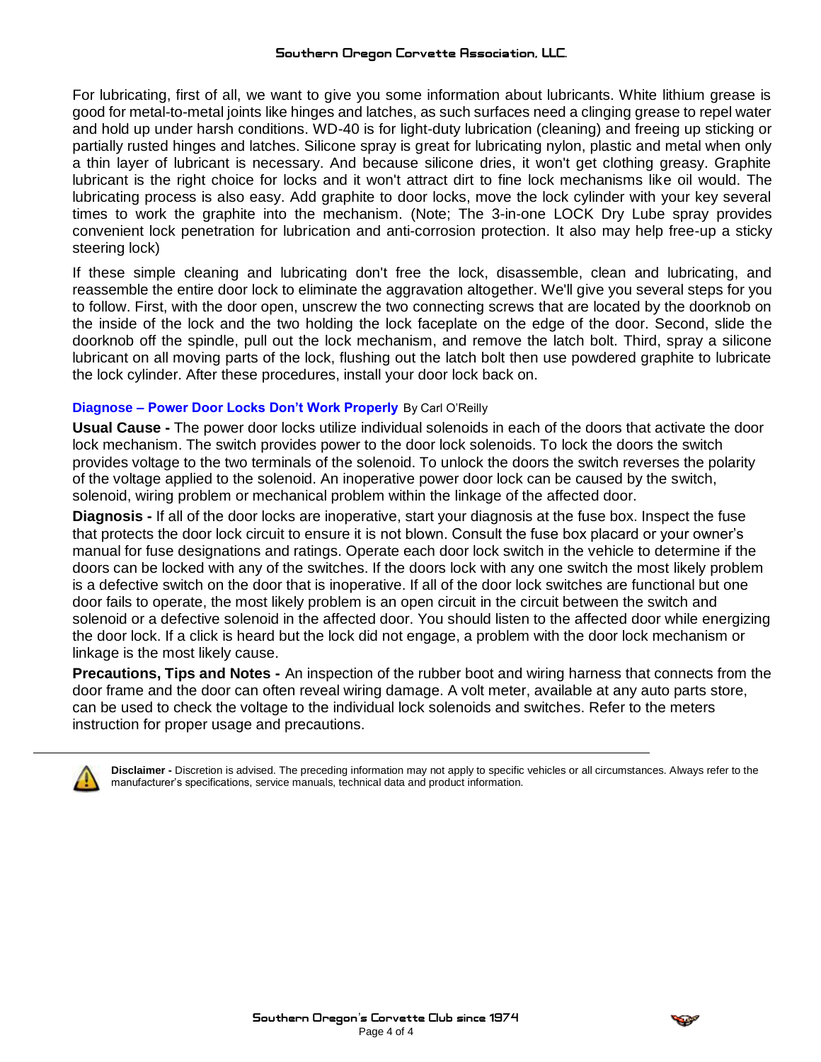For lubricating, first of all, we want to give you some information about lubricants. White lithium grease is good for metal-to-metal joints like hinges and latches, as such surfaces need a clinging grease to repel water and hold up under harsh conditions. WD-40 is for light-duty lubrication (cleaning) and freeing up sticking or partially rusted hinges and latches. Silicone spray is great for lubricating nylon, plastic and metal when only a thin layer of lubricant is necessary. And because silicone dries, it won't get clothing greasy. Graphite lubricant is the right choice for locks and it won't attract dirt to fine lock mechanisms like oil would. The lubricating process is also easy. Add graphite to door locks, move the lock cylinder with your key several times to work the graphite into the mechanism. (Note; The 3-in-one LOCK Dry Lube spray provides convenient lock penetration for lubrication and anti-corrosion protection. It also may help free-up a sticky steering lock)

If these simple cleaning and lubricating don't free the lock, disassemble, clean and lubricating, and reassemble the entire door lock to eliminate the aggravation altogether. We'll give you several steps for you to follow. First, with the door open, unscrew the two connecting screws that are located by the doorknob on the inside of the lock and the two holding the lock faceplate on the edge of the door. Second, slide the doorknob off the spindle, pull out the lock mechanism, and remove the latch bolt. Third, spray a silicone lubricant on all moving parts of the lock, flushing out the latch bolt then use powdered graphite to lubricate the lock cylinder. After these procedures, install your door lock back on.

### Diagnose – Power Door Locks Don't Work Properly By Carl O'Reilly

**Usual Cause -** The power door locks utilize individual solenoids in each of the doors that activate the door lock mechanism. The switch provides power to the door lock solenoids. To lock the doors the switch provides voltage to the two terminals of the solenoid. To unlock the doors the switch reverses the polarity of the voltage applied to the solenoid. An inoperative power door lock can be caused by the switch, solenoid, wiring problem or mechanical problem within the linkage of the affected door.

**Diagnosis -** If all of the door locks are inoperative, start your diagnosis at the fuse box. Inspect the fuse that protects the door lock circuit to ensure it is not blown. Consult the fuse box placard or your owner's manual for fuse designations and ratings. Operate each door lock switch in the vehicle to determine if the doors can be locked with any of the switches. If the doors lock with any one switch the most likely problem is a defective switch on the door that is inoperative. If all of the door lock switches are functional but one door fails to operate, the most likely problem is an open circuit in the circuit between the switch and solenoid or a defective solenoid in the affected door. You should listen to the affected door while energizing the door lock. If a click is heard but the lock did not engage, a problem with the door lock mechanism or linkage is the most likely cause.

**Precautions, Tips and Notes -** An inspection of the rubber boot and wiring harness that connects from the door frame and the door can often reveal wiring damage. A volt meter, available at any auto parts store, can be used to check the voltage to the individual lock solenoids and switches. Refer to the meters instruction for proper usage and precautions.

---

**Disclaimer -** Discretion is advised. The preceding information may not apply to specific vehicles or all circumstances. Always refer to the manufacturer's specifications, service manuals, technical data and product information.